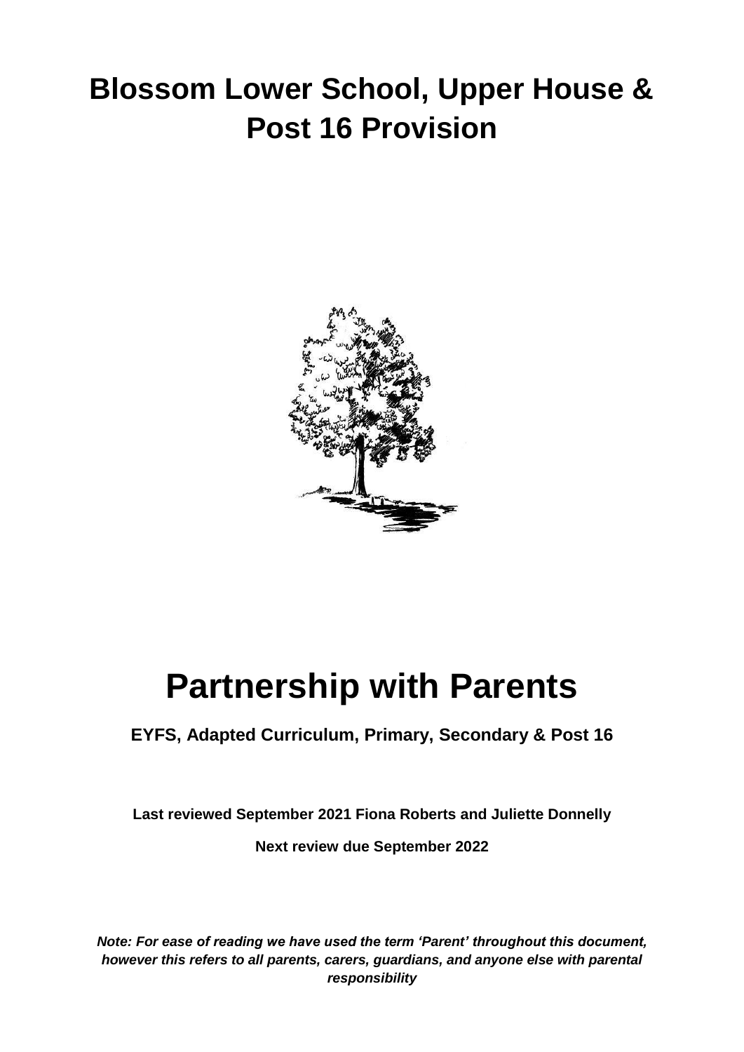# Blossom Lower School, Upper House & Post 16 Provision

# Partnership with Parents

**EYFS, Adapted Curriculum, Primary, Secondary & Post 16**

**Last reviewed September 2021 Fiona Roberts and Juliette Donnelly**

**Next review due September 2022**

***Note: For ease of reading we have used the term 'Parent' throughout this document, however this refers to all parents, carers, guardians, and anyone else with parental responsibility***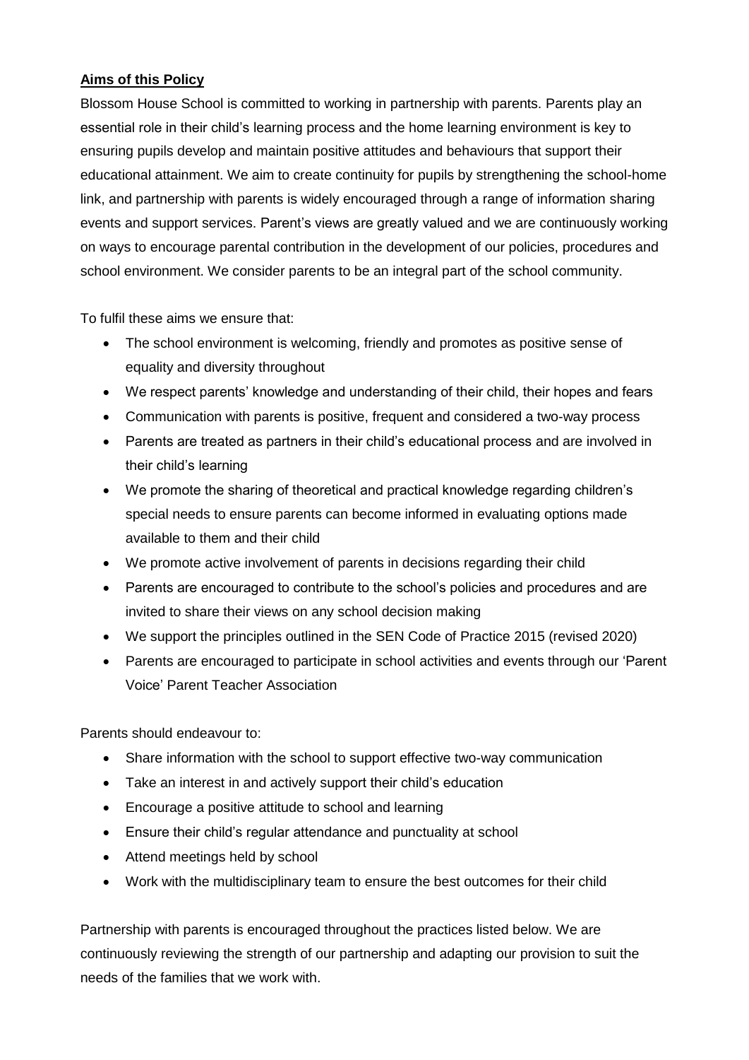## Aims of this Policy

Blossom House School is committed to working in partnership with parents. Parents play an essential role in their child's learning process and the home learning environment is key to ensuring pupils develop and maintain positive attitudes and behaviours that support their educational attainment. We aim to create continuity for pupils by strengthening the school-home link, and partnership with parents is widely encouraged through a range of information sharing events and support services. Parent's views are greatly valued and we are continuously working on ways to encourage parental contribution in the development of our policies, procedures and school environment. We consider parents to be an integral part of the school community.

To fulfil these aims we ensure that:

- The school environment is welcoming, friendly and promotes as positive sense of equality and diversity throughout
- We respect parents' knowledge and understanding of their child, their hopes and fears
- Communication with parents is positive, frequent and considered a two-way process
- Parents are treated as partners in their child's educational process and are involved in their child's learning
- We promote the sharing of theoretical and practical knowledge regarding children's special needs to ensure parents can become informed in evaluating options made available to them and their child
- We promote active involvement of parents in decisions regarding their child
- Parents are encouraged to contribute to the school's policies and procedures and are invited to share their views on any school decision making
- We support the principles outlined in the SEN Code of Practice 2015 (revised 2020)
- Parents are encouraged to participate in school activities and events through our 'Parent Voice' Parent Teacher Association

Parents should endeavour to:

- Share information with the school to support effective two-way communication
- Take an interest in and actively support their child's education
- Encourage a positive attitude to school and learning
- Ensure their child's regular attendance and punctuality at school
- Attend meetings held by school
- Work with the multidisciplinary team to ensure the best outcomes for their child

Partnership with parents is encouraged throughout the practices listed below. We are continuously reviewing the strength of our partnership and adapting our provision to suit the needs of the families that we work with.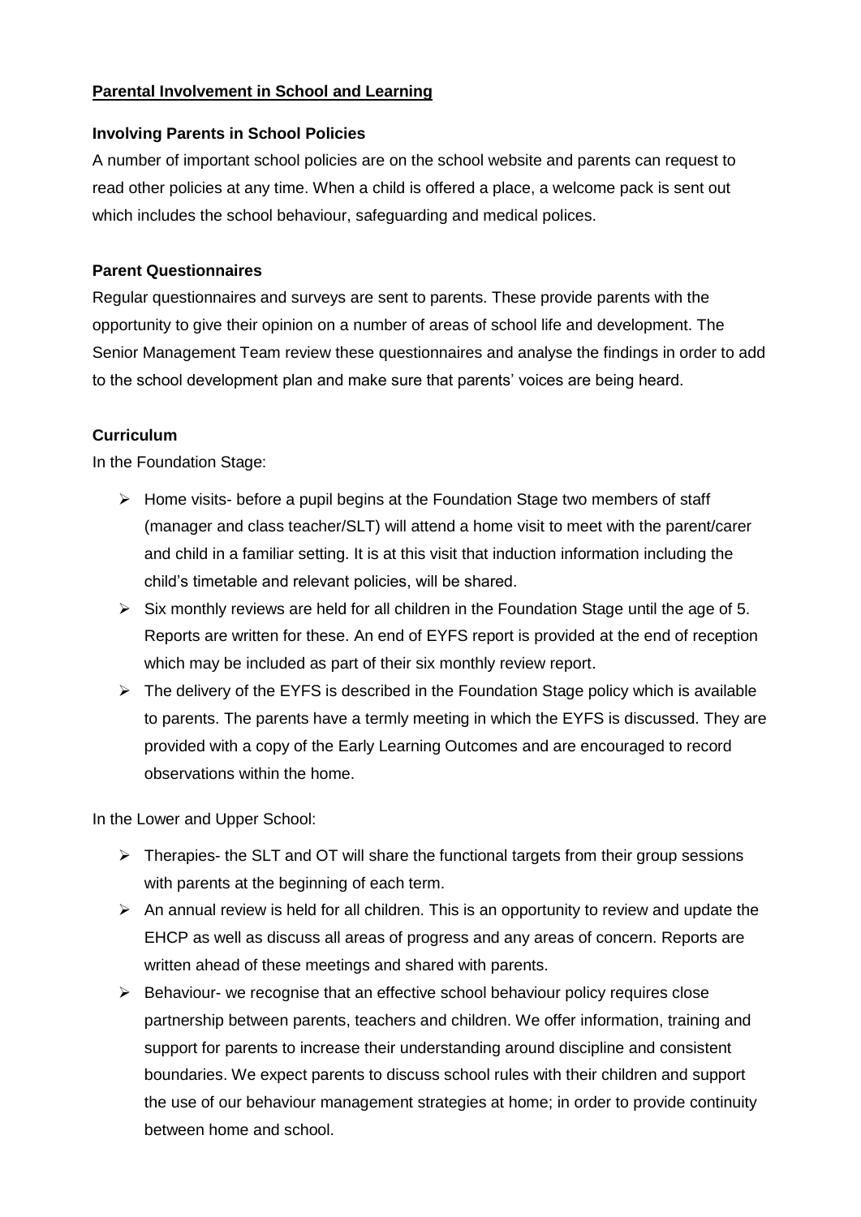## Parental Involvement in School and Learning

### Involving Parents in School Policies

A number of important school policies are on the school website and parents can request to read other policies at any time. When a child is offered a place, a welcome pack is sent out which includes the school behaviour, safeguarding and medical polices.

### Parent Questionnaires

Regular questionnaires and surveys are sent to parents. These provide parents with the opportunity to give their opinion on a number of areas of school life and development. The Senior Management Team review these questionnaires and analyse the findings in order to add to the school development plan and make sure that parents' voices are being heard.

### Curriculum

In the Foundation Stage:

- Home visits- before a pupil begins at the Foundation Stage two members of staff (manager and class teacher/SLT) will attend a home visit to meet with the parent/carer and child in a familiar setting. It is at this visit that induction information including the child's timetable and relevant policies, will be shared.
- Six monthly reviews are held for all children in the Foundation Stage until the age of 5. Reports are written for these. An end of EYFS report is provided at the end of reception which may be included as part of their six monthly review report.
- The delivery of the EYFS is described in the Foundation Stage policy which is available to parents. The parents have a termly meeting in which the EYFS is discussed. They are provided with a copy of the Early Learning Outcomes and are encouraged to record observations within the home.

In the Lower and Upper School:

- Therapies- the SLT and OT will share the functional targets from their group sessions with parents at the beginning of each term.
- An annual review is held for all children. This is an opportunity to review and update the EHCP as well as discuss all areas of progress and any areas of concern. Reports are written ahead of these meetings and shared with parents.
- Behaviour- we recognise that an effective school behaviour policy requires close partnership between parents, teachers and children. We offer information, training and support for parents to increase their understanding around discipline and consistent boundaries. We expect parents to discuss school rules with their children and support the use of our behaviour management strategies at home; in order to provide continuity between home and school.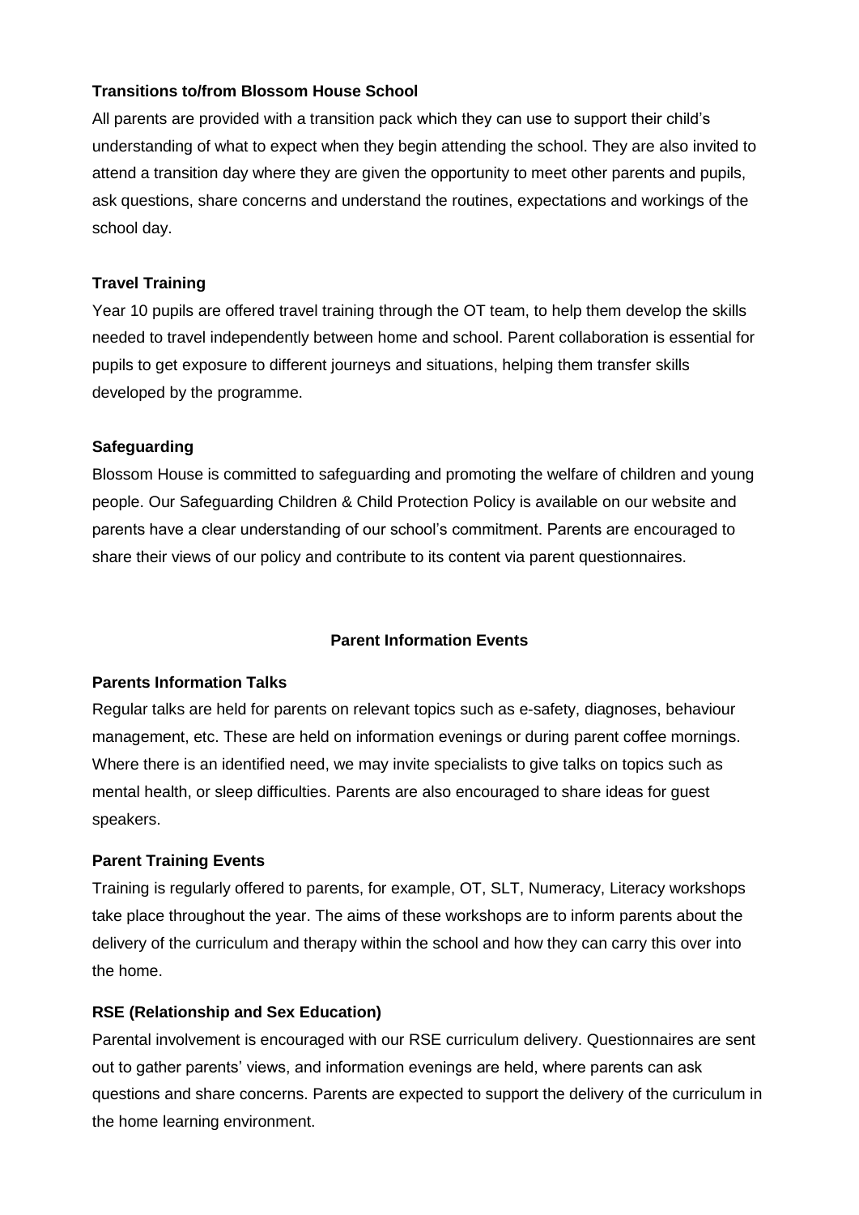**Transitions to/from Blossom House School**

All parents are provided with a transition pack which they can use to support their child's understanding of what to expect when they begin attending the school. They are also invited to attend a transition day where they are given the opportunity to meet other parents and pupils, ask questions, share concerns and understand the routines, expectations and workings of the school day.

**Travel Training**

Year 10 pupils are offered travel training through the OT team, to help them develop the skills needed to travel independently between home and school. Parent collaboration is essential for pupils to get exposure to different journeys and situations, helping them transfer skills developed by the programme.

**Safeguarding**

Blossom House is committed to safeguarding and promoting the welfare of children and young people. Our Safeguarding Children & Child Protection Policy is available on our website and parents have a clear understanding of our school's commitment. Parents are encouraged to share their views of our policy and contribute to its content via parent questionnaires.

## Parent Information Events

**Parents Information Talks**

Regular talks are held for parents on relevant topics such as e-safety, diagnoses, behaviour management, etc. These are held on information evenings or during parent coffee mornings. Where there is an identified need, we may invite specialists to give talks on topics such as mental health, or sleep difficulties. Parents are also encouraged to share ideas for guest speakers.

**Parent Training Events**

Training is regularly offered to parents, for example, OT, SLT, Numeracy, Literacy workshops take place throughout the year. The aims of these workshops are to inform parents about the delivery of the curriculum and therapy within the school and how they can carry this over into the home.

**RSE (Relationship and Sex Education)**

Parental involvement is encouraged with our RSE curriculum delivery. Questionnaires are sent out to gather parents' views, and information evenings are held, where parents can ask questions and share concerns. Parents are expected to support the delivery of the curriculum in the home learning environment.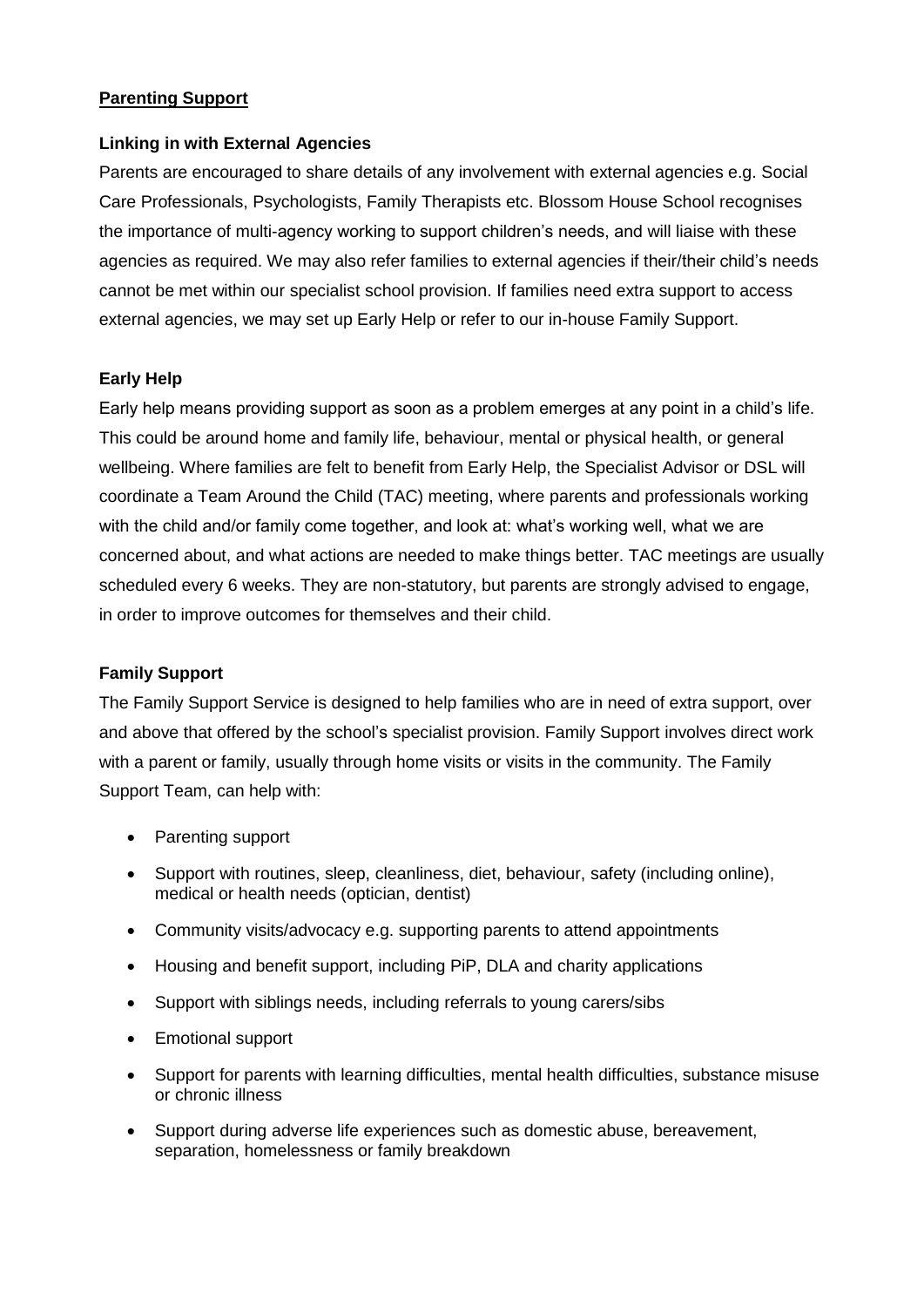## Parenting Support

### Linking in with External Agencies

Parents are encouraged to share details of any involvement with external agencies e.g. Social Care Professionals, Psychologists, Family Therapists etc. Blossom House School recognises the importance of multi-agency working to support children's needs, and will liaise with these agencies as required. We may also refer families to external agencies if their/their child's needs cannot be met within our specialist school provision. If families need extra support to access external agencies, we may set up Early Help or refer to our in-house Family Support.

### Early Help

Early help means providing support as soon as a problem emerges at any point in a child's life. This could be around home and family life, behaviour, mental or physical health, or general wellbeing. Where families are felt to benefit from Early Help, the Specialist Advisor or DSL will coordinate a Team Around the Child (TAC) meeting, where parents and professionals working with the child and/or family come together, and look at: what's working well, what we are concerned about, and what actions are needed to make things better. TAC meetings are usually scheduled every 6 weeks. They are non-statutory, but parents are strongly advised to engage, in order to improve outcomes for themselves and their child.

### Family Support

The Family Support Service is designed to help families who are in need of extra support, over and above that offered by the school's specialist provision. Family Support involves direct work with a parent or family, usually through home visits or visits in the community. The Family Support Team, can help with:

- Parenting support
- Support with routines, sleep, cleanliness, diet, behaviour, safety (including online), medical or health needs (optician, dentist)
- Community visits/advocacy e.g. supporting parents to attend appointments
- Housing and benefit support, including PiP, DLA and charity applications
- Support with siblings needs, including referrals to young carers/sibs
- Emotional support
- Support for parents with learning difficulties, mental health difficulties, substance misuse or chronic illness
- Support during adverse life experiences such as domestic abuse, bereavement, separation, homelessness or family breakdown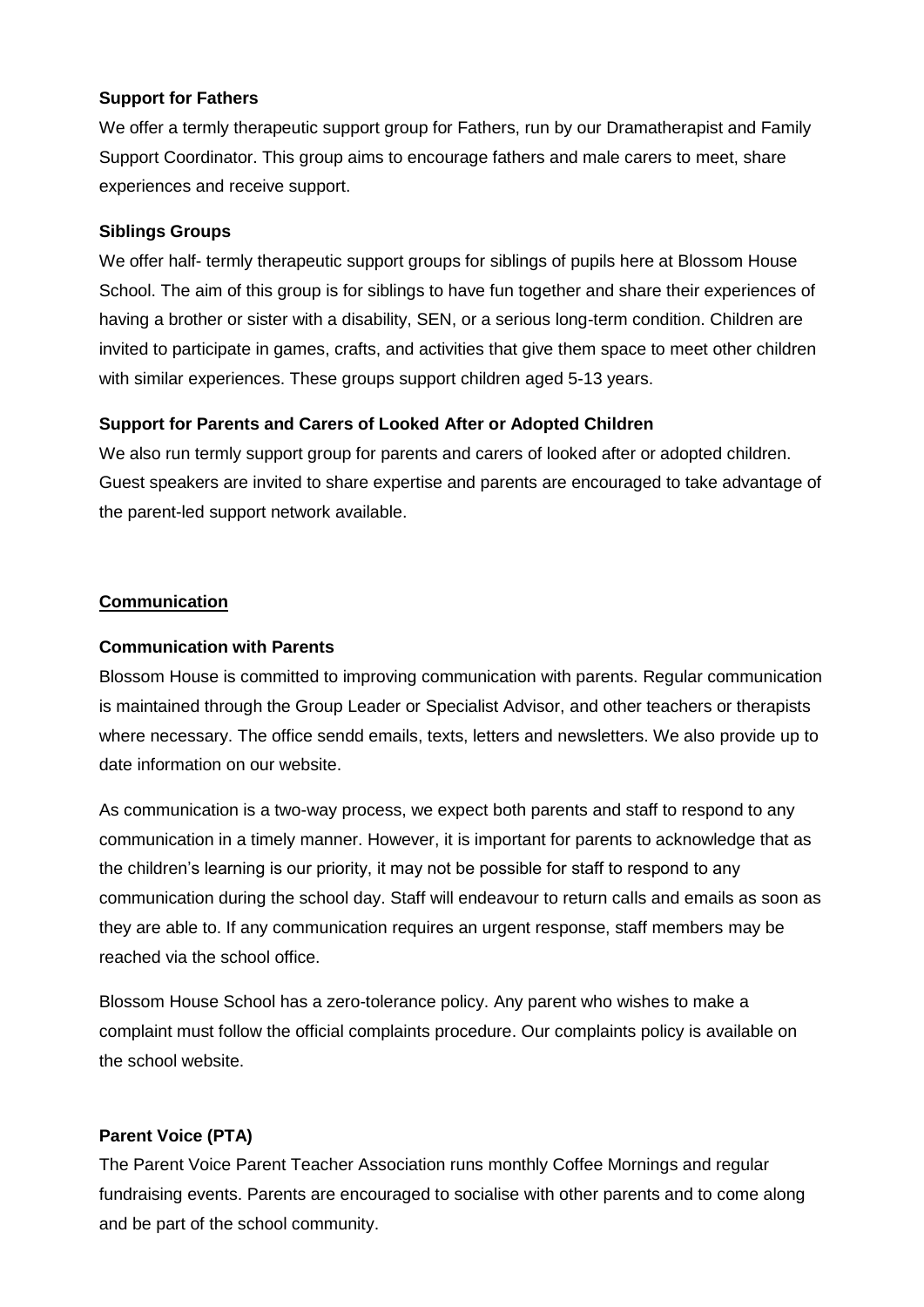**Support for Fathers**

We offer a termly therapeutic support group for Fathers, run by our Dramatherapist and Family Support Coordinator. This group aims to encourage fathers and male carers to meet, share experiences and receive support.

**Siblings Groups**

We offer half- termly therapeutic support groups for siblings of pupils here at Blossom House School. The aim of this group is for siblings to have fun together and share their experiences of having a brother or sister with a disability, SEN, or a serious long-term condition. Children are invited to participate in games, crafts, and activities that give them space to meet other children with similar experiences. These groups support children aged 5-13 years.

**Support for Parents and Carers of Looked After or Adopted Children**

We also run termly support group for parents and carers of looked after or adopted children. Guest speakers are invited to share expertise and parents are encouraged to take advantage of the parent-led support network available.

## Communication

**Communication with Parents**

Blossom House is committed to improving communication with parents. Regular communication is maintained through the Group Leader or Specialist Advisor, and other teachers or therapists where necessary. The office sendd emails, texts, letters and newsletters. We also provide up to date information on our website.

As communication is a two-way process, we expect both parents and staff to respond to any communication in a timely manner. However, it is important for parents to acknowledge that as the children's learning is our priority, it may not be possible for staff to respond to any communication during the school day. Staff will endeavour to return calls and emails as soon as they are able to. If any communication requires an urgent response, staff members may be reached via the school office.

Blossom House School has a zero-tolerance policy. Any parent who wishes to make a complaint must follow the official complaints procedure. Our complaints policy is available on the school website.

**Parent Voice (PTA)**

The Parent Voice Parent Teacher Association runs monthly Coffee Mornings and regular fundraising events. Parents are encouraged to socialise with other parents and to come along and be part of the school community.